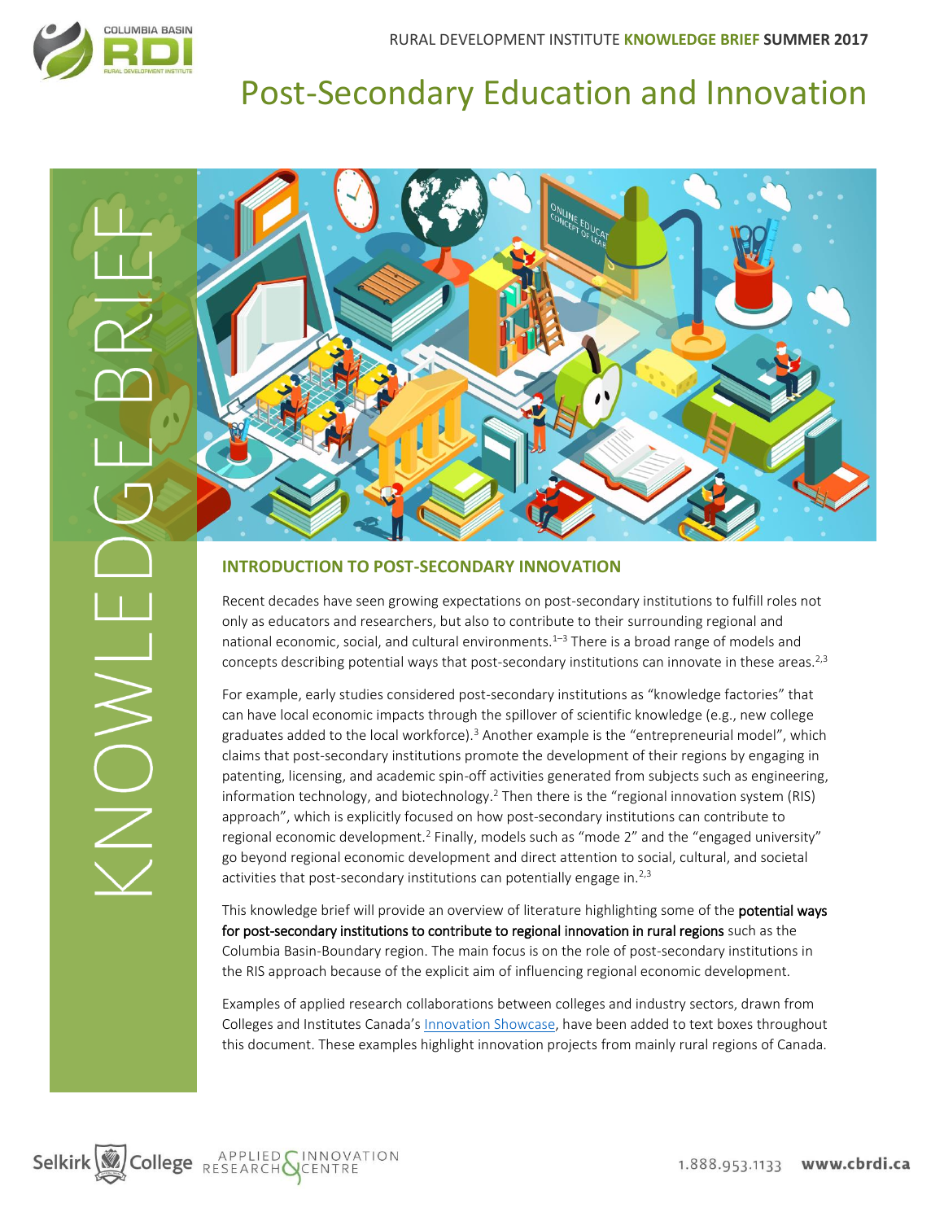# Post-Secondary Education and Innovation

## INTRODUCTION TO POST-SECONDARY INNOVATION

Recent decades have seen growing expectations on post-secondary institutions to fulfill roles not only as educators and researchers, but also to contribute to their surrounding regional and national economic, social, and cultural environments.[1–3] There is a broad range of models and concepts describing potential ways that post-secondary institutions can innovate in these areas.[2,3]

For example, early studies considered post-secondary institutions as "knowledge factories" that can have local economic impacts through the spillover of scientific knowledge (e.g., new college graduates added to the local workforce).[3] Another example is the "entrepreneurial model", which claims that post-secondary institutions promote the development of their regions by engaging in patenting, licensing, and academic spin-off activities generated from subjects such as engineering, information technology, and biotechnology.[2] Then there is the "regional innovation system (RIS) approach", which is explicitly focused on how post-secondary institutions can contribute to regional economic development.[2] Finally, models such as "mode 2" and the "engaged university" go beyond regional economic development and direct attention to social, cultural, and societal activities that post-secondary institutions can potentially engage in.[2,3]

This knowledge brief will provide an overview of literature highlighting some of the **potential ways for post-secondary institutions to contribute to regional innovation in rural regions** such as the Columbia Basin-Boundary region. The main focus is on the role of post-secondary institutions in the RIS approach because of the explicit aim of influencing regional economic development.

Examples of applied research collaborations between colleges and industry sectors, drawn from Colleges and Institutes Canada's Innovation Showcase, have been added to text boxes throughout this document. These examples highlight innovation projects from mainly rural regions of Canada.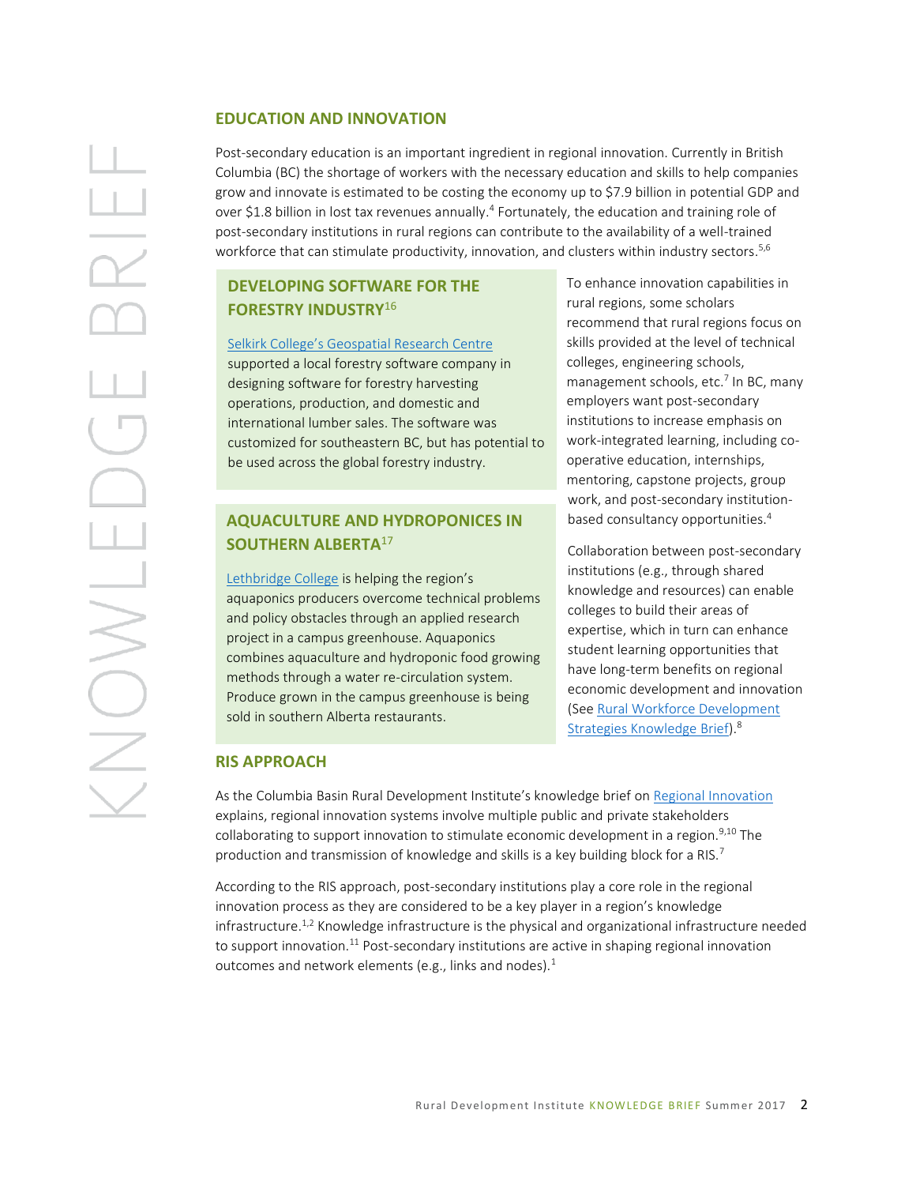## EDUCATION AND INNOVATION

Post-secondary education is an important ingredient in regional innovation. Currently in British Columbia (BC) the shortage of workers with the necessary education and skills to help companies grow and innovate is estimated to be costing the economy up to $7.9 billion in potential GDP and over $1.8 billion in lost tax revenues annually.[4] Fortunately, the education and training role of post-secondary institutions in rural regions can contribute to the availability of a well-trained workforce that can stimulate productivity, innovation, and clusters within industry sectors.[5,6]

### DEVELOPING SOFTWARE FOR THE FORESTRY INDUSTRY[16]

Selkirk College's Geospatial Research Centre supported a local forestry software company in designing software for forestry harvesting operations, production, and domestic and international lumber sales. The software was customized for southeastern BC, but has potential to be used across the global forestry industry.

### AQUACULTURE AND HYDROPONICES IN SOUTHERN ALBERTA[17]

Lethbridge College is helping the region's aquaponics producers overcome technical problems and policy obstacles through an applied research project in a campus greenhouse. Aquaponics combines aquaculture and hydroponic food growing methods through a water re-circulation system. Produce grown in the campus greenhouse is being sold in southern Alberta restaurants.

To enhance innovation capabilities in rural regions, some scholars recommend that rural regions focus on skills provided at the level of technical colleges, engineering schools, management schools, etc.[7] In BC, many employers want post-secondary institutions to increase emphasis on work-integrated learning, including co-operative education, internships, mentoring, capstone projects, group work, and post-secondary institution-based consultancy opportunities.[4]

Collaboration between post-secondary institutions (e.g., through shared knowledge and resources) can enable colleges to build their areas of expertise, which in turn can enhance student learning opportunities that have long-term benefits on regional economic development and innovation (See Rural Workforce Development Strategies Knowledge Brief).[8]

## RIS APPROACH

As the Columbia Basin Rural Development Institute's knowledge brief on Regional Innovation explains, regional innovation systems involve multiple public and private stakeholders collaborating to support innovation to stimulate economic development in a region.[9,10] The production and transmission of knowledge and skills is a key building block for a RIS.[7]

According to the RIS approach, post-secondary institutions play a core role in the regional innovation process as they are considered to be a key player in a region's knowledge infrastructure.[1,2] Knowledge infrastructure is the physical and organizational infrastructure needed to support innovation.[11] Post-secondary institutions are active in shaping regional innovation outcomes and network elements (e.g., links and nodes).[1]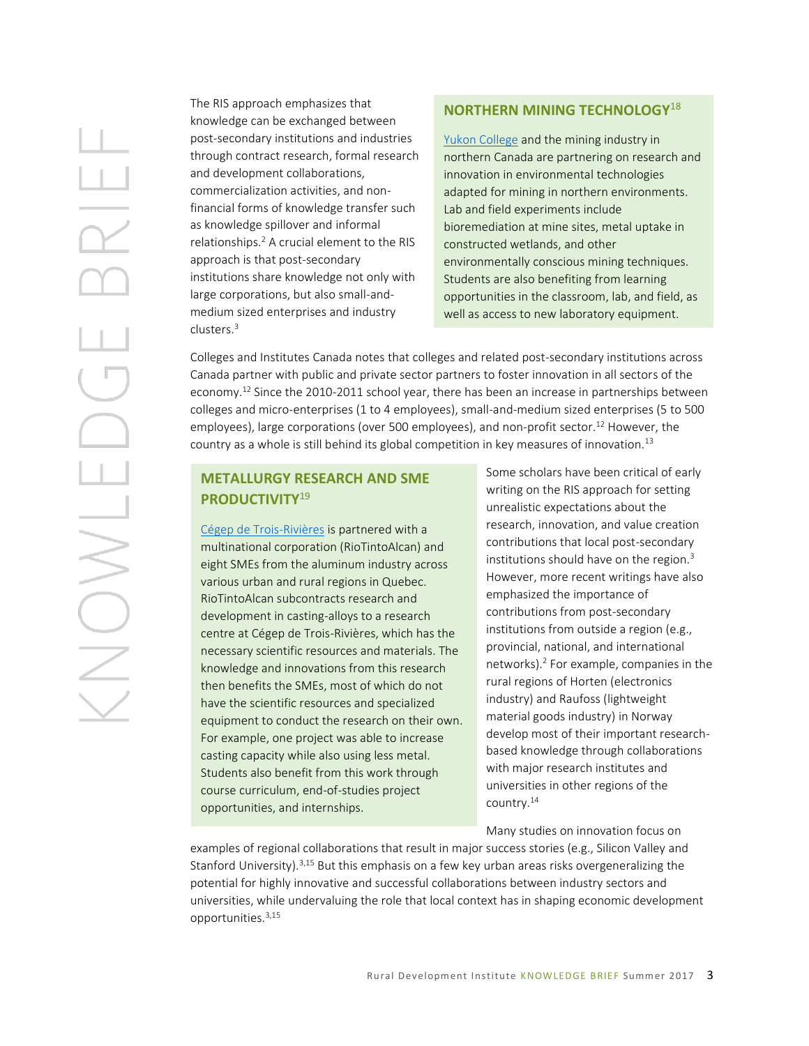The RIS approach emphasizes that knowledge can be exchanged between post-secondary institutions and industries through contract research, formal research and development collaborations, commercialization activities, and non-financial forms of knowledge transfer such as knowledge spillover and informal relationships.[2] A crucial element to the RIS approach is that post-secondary institutions share knowledge not only with large corporations, but also small-and-medium sized enterprises and industry clusters.[3]

## NORTHERN MINING TECHNOLOGY[18]

Yukon College and the mining industry in northern Canada are partnering on research and innovation in environmental technologies adapted for mining in northern environments. Lab and field experiments include bioremediation at mine sites, metal uptake in constructed wetlands, and other environmentally conscious mining techniques. Students are also benefiting from learning opportunities in the classroom, lab, and field, as well as access to new laboratory equipment.

Colleges and Institutes Canada notes that colleges and related post-secondary institutions across Canada partner with public and private sector partners to foster innovation in all sectors of the economy.[12] Since the 2010-2011 school year, there has been an increase in partnerships between colleges and micro-enterprises (1 to 4 employees), small-and-medium sized enterprises (5 to 500 employees), large corporations (over 500 employees), and non-profit sector.[12] However, the country as a whole is still behind its global competition in key measures of innovation.[13]

## METALLURGY RESEARCH AND SME PRODUCTIVITY[19]

Cégep de Trois-Rivières is partnered with a multinational corporation (RioTintoAlcan) and eight SMEs from the aluminum industry across various urban and rural regions in Quebec. RioTintoAlcan subcontracts research and development in casting-alloys to a research centre at Cégep de Trois-Rivières, which has the necessary scientific resources and materials. The knowledge and innovations from this research then benefits the SMEs, most of which do not have the scientific resources and specialized equipment to conduct the research on their own. For example, one project was able to increase casting capacity while also using less metal. Students also benefit from this work through course curriculum, end-of-studies project opportunities, and internships.

Some scholars have been critical of early writing on the RIS approach for setting unrealistic expectations about the research, innovation, and value creation contributions that local post-secondary institutions should have on the region.[3] However, more recent writings have also emphasized the importance of contributions from post-secondary institutions from outside a region (e.g., provincial, national, and international networks).[2] For example, companies in the rural regions of Horten (electronics industry) and Raufoss (lightweight material goods industry) in Norway develop most of their important research-based knowledge through collaborations with major research institutes and universities in other regions of the country.[14]

Many studies on innovation focus on examples of regional collaborations that result in major success stories (e.g., Silicon Valley and Stanford University).[3,15] But this emphasis on a few key urban areas risks overgeneralizing the potential for highly innovative and successful collaborations between industry sectors and universities, while undervaluing the role that local context has in shaping economic development opportunities.[3,15]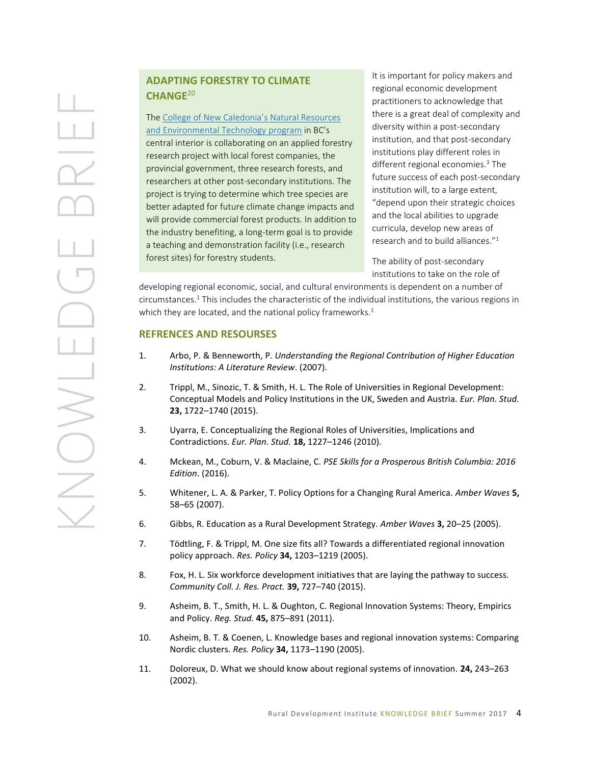### ADAPTING FORESTRY TO CLIMATE CHANGE[20]

The College of New Caledonia's Natural Resources and Environmental Technology program in BC's central interior is collaborating on an applied forestry research project with local forest companies, the provincial government, three research forests, and researchers at other post-secondary institutions. The project is trying to determine which tree species are better adapted for future climate change impacts and will provide commercial forest products. In addition to the industry benefiting, a long-term goal is to provide a teaching and demonstration facility (i.e., research forest sites) for forestry students.

It is important for policy makers and regional economic development practitioners to acknowledge that there is a great deal of complexity and diversity within a post-secondary institution, and that post-secondary institutions play different roles in different regional economies.[3] The future success of each post-secondary institution will, to a large extent, "depend upon their strategic choices and the local abilities to upgrade curricula, develop new areas of research and to build alliances."[1]

The ability of post-secondary institutions to take on the role of developing regional economic, social, and cultural environments is dependent on a number of circumstances.[1] This includes the characteristic of the individual institutions, the various regions in which they are located, and the national policy frameworks.[1]

## REFRENCES AND RESOURSES

1. Arbo, P. & Benneworth, P. *Understanding the Regional Contribution of Higher Education Institutions: A Literature Review*. (2007).
2. Trippl, M., Sinozic, T. & Smith, H. L. The Role of Universities in Regional Development: Conceptual Models and Policy Institutions in the UK, Sweden and Austria. *Eur. Plan. Stud.* **23,** 1722–1740 (2015).
3. Uyarra, E. Conceptualizing the Regional Roles of Universities, Implications and Contradictions. *Eur. Plan. Stud.* **18,** 1227–1246 (2010).
4. Mckean, M., Coburn, V. & Maclaine, C. *PSE Skills for a Prosperous British Columbia: 2016 Edition*. (2016).
5. Whitener, L. A. & Parker, T. Policy Options for a Changing Rural America. *Amber Waves* **5,** 58–65 (2007).
6. Gibbs, R. Education as a Rural Development Strategy. *Amber Waves* **3,** 20–25 (2005).
7. Tödtling, F. & Trippl, M. One size fits all? Towards a differentiated regional innovation policy approach. *Res. Policy* **34,** 1203–1219 (2005).
8. Fox, H. L. Six workforce development initiatives that are laying the pathway to success. *Community Coll. J. Res. Pract.* **39,** 727–740 (2015).
9. Asheim, B. T., Smith, H. L. & Oughton, C. Regional Innovation Systems: Theory, Empirics and Policy. *Reg. Stud.* **45,** 875–891 (2011).
10. Asheim, B. T. & Coenen, L. Knowledge bases and regional innovation systems: Comparing Nordic clusters. *Res. Policy* **34,** 1173–1190 (2005).
11. Doloreux, D. What we should know about regional systems of innovation. **24,** 243–263 (2002).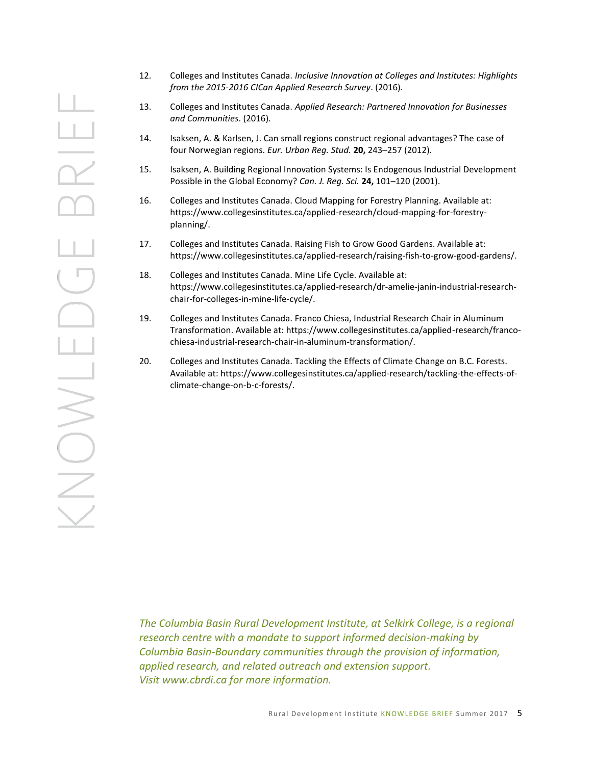12. Colleges and Institutes Canada. *Inclusive Innovation at Colleges and Institutes: Highlights from the 2015-2016 CICan Applied Research Survey*. (2016).

13. Colleges and Institutes Canada. *Applied Research: Partnered Innovation for Businesses and Communities*. (2016).

14. Isaksen, A. & Karlsen, J. Can small regions construct regional advantages? The case of four Norwegian regions. *Eur. Urban Reg. Stud.* **20,** 243–257 (2012).

15. Isaksen, A. Building Regional Innovation Systems: Is Endogenous Industrial Development Possible in the Global Economy? *Can. J. Reg. Sci.* **24,** 101–120 (2001).

16. Colleges and Institutes Canada. Cloud Mapping for Forestry Planning. Available at: https://www.collegesinstitutes.ca/applied-research/cloud-mapping-for-forestry-planning/.

17. Colleges and Institutes Canada. Raising Fish to Grow Good Gardens. Available at: https://www.collegesinstitutes.ca/applied-research/raising-fish-to-grow-good-gardens/.

18. Colleges and Institutes Canada. Mine Life Cycle. Available at: https://www.collegesinstitutes.ca/applied-research/dr-amelie-janin-industrial-research-chair-for-colleges-in-mine-life-cycle/.

19. Colleges and Institutes Canada. Franco Chiesa, Industrial Research Chair in Aluminum Transformation. Available at: https://www.collegesinstitutes.ca/applied-research/franco-chiesa-industrial-research-chair-in-aluminum-transformation/.

20. Colleges and Institutes Canada. Tackling the Effects of Climate Change on B.C. Forests. Available at: https://www.collegesinstitutes.ca/applied-research/tackling-the-effects-of-climate-change-on-b-c-forests/.

*The Columbia Basin Rural Development Institute, at Selkirk College, is a regional research centre with a mandate to support informed decision-making by Columbia Basin-Boundary communities through the provision of information, applied research, and related outreach and extension support. Visit www.cbrdi.ca for more information.*